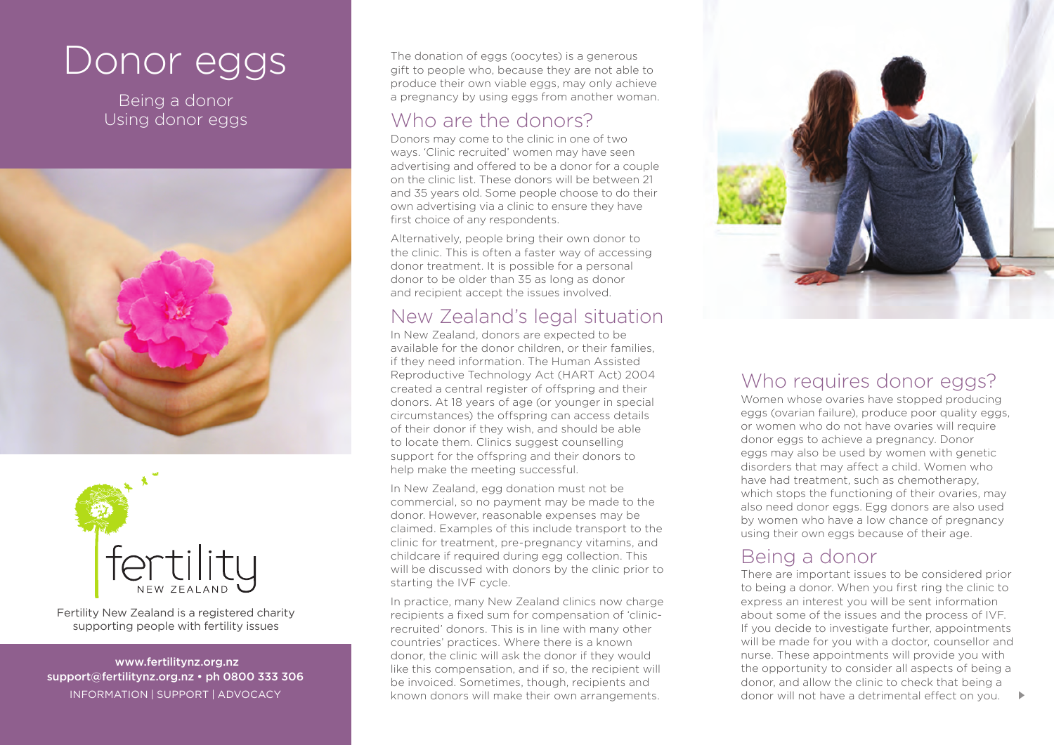# Donor eggs

Being a donor
Using donor eggs

Fertility New Zealand is a registered charity supporting people with fertility issues

www.fertilitynz.org.nz
support@fertilitynz.org.nz • ph 0800 333 306
INFORMATION | SUPPORT | ADVOCACY

The donation of eggs (oocytes) is a generous gift to people who, because they are not able to produce their own viable eggs, may only achieve a pregnancy by using eggs from another woman.

## Who are the donors?

Donors may come to the clinic in one of two ways. 'Clinic recruited' women may have seen advertising and offered to be a donor for a couple on the clinic list. These donors will be between 21 and 35 years old. Some people choose to do their own advertising via a clinic to ensure they have first choice of any respondents.

Alternatively, people bring their own donor to the clinic. This is often a faster way of accessing donor treatment. It is possible for a personal donor to be older than 35 as long as donor and recipient accept the issues involved.

## New Zealand's legal situation

In New Zealand, donors are expected to be available for the donor children, or their families, if they need information. The Human Assisted Reproductive Technology Act (HART Act) 2004 created a central register of offspring and their donors. At 18 years of age (or younger in special circumstances) the offspring can access details of their donor if they wish, and should be able to locate them. Clinics suggest counselling support for the offspring and their donors to help make the meeting successful.

In New Zealand, egg donation must not be commercial, so no payment may be made to the donor. However, reasonable expenses may be claimed. Examples of this include transport to the clinic for treatment, pre-pregnancy vitamins, and childcare if required during egg collection. This will be discussed with donors by the clinic prior to starting the IVF cycle.

In practice, many New Zealand clinics now charge recipients a fixed sum for compensation of 'clinic-recruited' donors. This is in line with many other countries' practices. Where there is a known donor, the clinic will ask the donor if they would like this compensation, and if so, the recipient will be invoiced. Sometimes, though, recipients and known donors will make their own arrangements.

## Who requires donor eggs?

Women whose ovaries have stopped producing eggs (ovarian failure), produce poor quality eggs, or women who do not have ovaries will require donor eggs to achieve a pregnancy. Donor eggs may also be used by women with genetic disorders that may affect a child. Women who have had treatment, such as chemotherapy, which stops the functioning of their ovaries, may also need donor eggs. Egg donors are also used by women who have a low chance of pregnancy using their own eggs because of their age.

## Being a donor

There are important issues to be considered prior to being a donor. When you first ring the clinic to express an interest you will be sent information about some of the issues and the process of IVF. If you decide to investigate further, appointments will be made for you with a doctor, counsellor and nurse. These appointments will provide you with the opportunity to consider all aspects of being a donor, and allow the clinic to check that being a donor will not have a detrimental effect on you.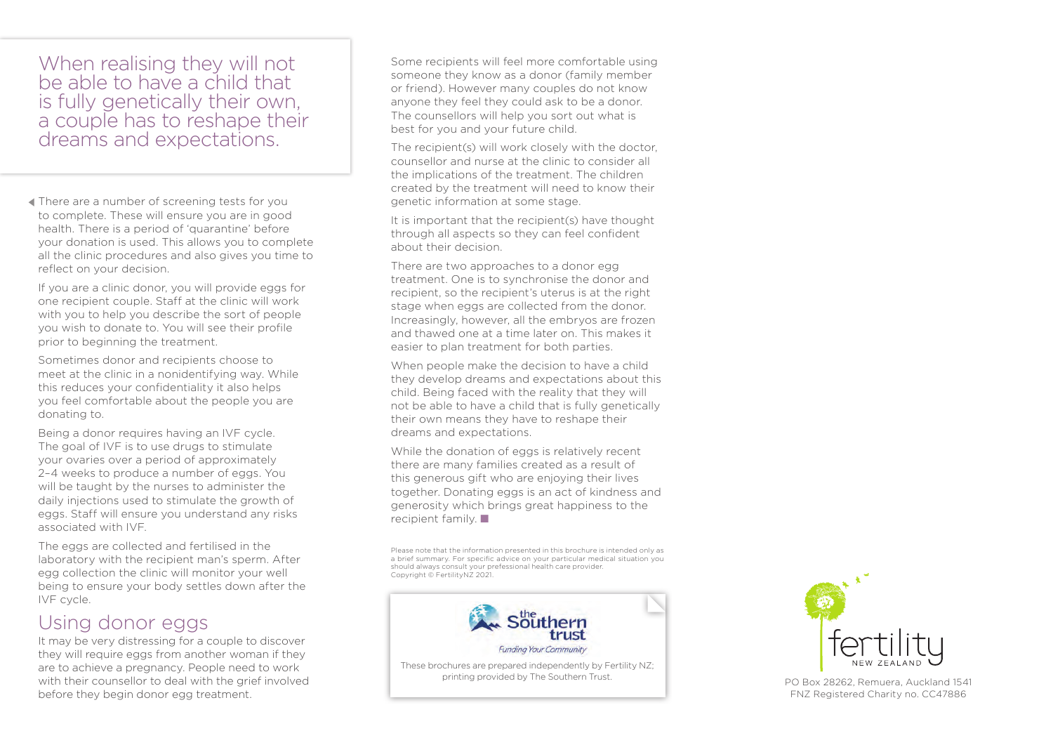When realising they will not be able to have a child that is fully genetically their own, a couple has to reshape their dreams and expectations.

There are a number of screening tests for you to complete. These will ensure you are in good health. There is a period of 'quarantine' before your donation is used. This allows you to complete all the clinic procedures and also gives you time to reflect on your decision.

If you are a clinic donor, you will provide eggs for one recipient couple. Staff at the clinic will work with you to help you describe the sort of people you wish to donate to. You will see their profile prior to beginning the treatment.

Sometimes donor and recipients choose to meet at the clinic in a nonidentifying way. While this reduces your confidentiality it also helps you feel comfortable about the people you are donating to.

Being a donor requires having an IVF cycle. The goal of IVF is to use drugs to stimulate your ovaries over a period of approximately 2–4 weeks to produce a number of eggs. You will be taught by the nurses to administer the daily injections used to stimulate the growth of eggs. Staff will ensure you understand any risks associated with IVF.

The eggs are collected and fertilised in the laboratory with the recipient man's sperm. After egg collection the clinic will monitor your well being to ensure your body settles down after the IVF cycle.

## Using donor eggs

It may be very distressing for a couple to discover they will require eggs from another woman if they are to achieve a pregnancy. People need to work with their counsellor to deal with the grief involved before they begin donor egg treatment.

Some recipients will feel more comfortable using someone they know as a donor (family member or friend). However many couples do not know anyone they feel they could ask to be a donor. The counsellors will help you sort out what is best for you and your future child.

The recipient(s) will work closely with the doctor, counsellor and nurse at the clinic to consider all the implications of the treatment. The children created by the treatment will need to know their genetic information at some stage.

It is important that the recipient(s) have thought through all aspects so they can feel confident about their decision.

There are two approaches to a donor egg treatment. One is to synchronise the donor and recipient, so the recipient's uterus is at the right stage when eggs are collected from the donor. Increasingly, however, all the embryos are frozen and thawed one at a time later on. This makes it easier to plan treatment for both parties.

When people make the decision to have a child they develop dreams and expectations about this child. Being faced with the reality that they will not be able to have a child that is fully genetically their own means they have to reshape their dreams and expectations.

While the donation of eggs is relatively recent there are many families created as a result of this generous gift who are enjoying their lives together. Donating eggs is an act of kindness and generosity which brings great happiness to the recipient family. ■

Please note that the information presented in this brochure is intended only as a brief summary. For specific advice on your particular medical situation you should always consult your professional health care provider.
Copyright © FertilityNZ 2021.

the Southern trust
*Funding Your Community*

These brochures are prepared independently by Fertility NZ; printing provided by The Southern Trust.

fertility NEW ZEALAND

PO Box 28262, Remuera, Auckland 1541
FNZ Registered Charity no. CC47886